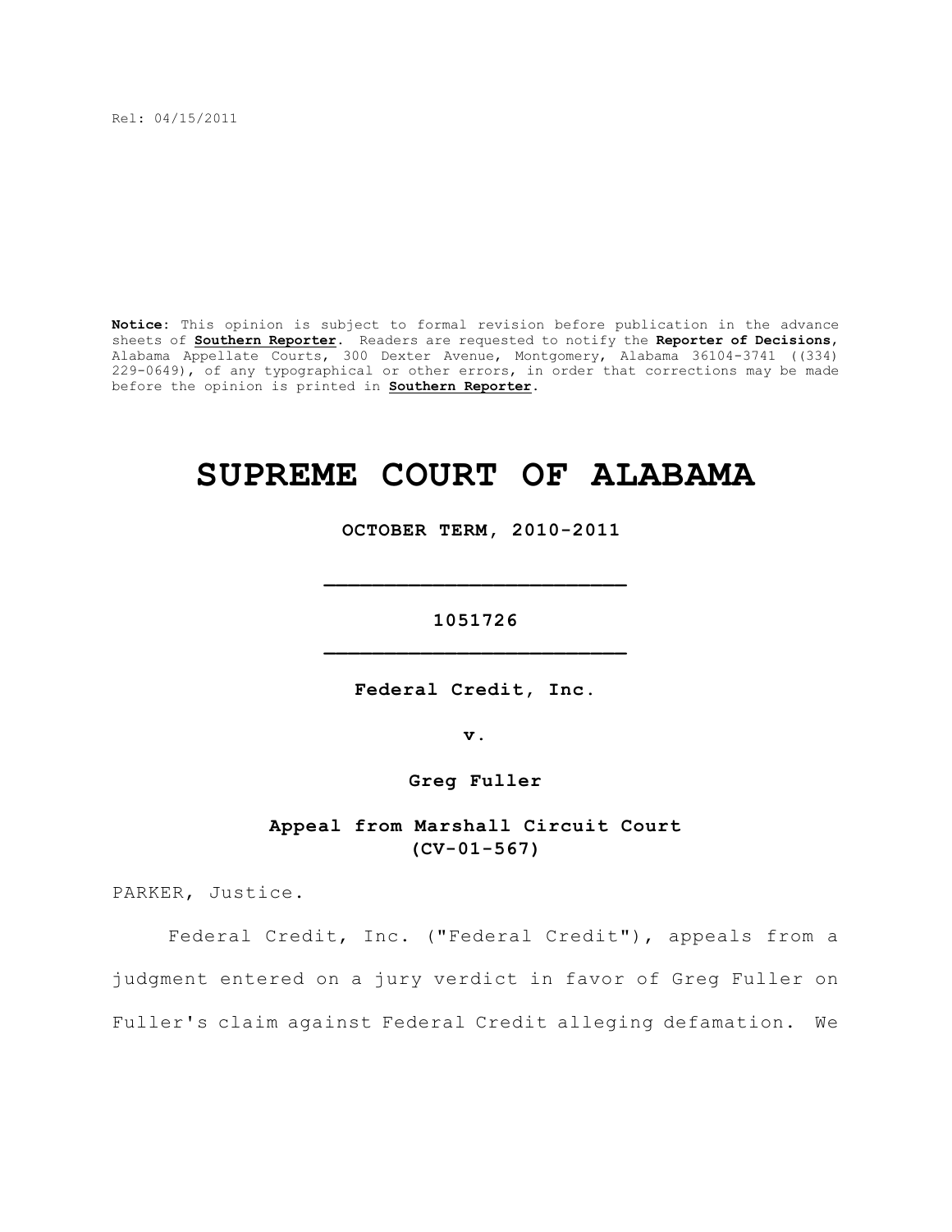Rel: 04/15/2011

**Notice:** This opinion is subject to formal revision before publication in the advance sheets of **Southern Reporter**. Readers are requested to notify the **Reporter of Decisions**, Alabama Appellate Courts, 300 Dexter Avenue, Montgomery, Alabama 36104-3741 ((334) 229-0649), of any typographical or other errors, in order that corrections may be made before the opinion is printed in **Southern Reporter**.

# SUPREME COURT OF ALABAMA

**OCTOBER TERM, 2010-2011**

**_________________________**

**1051726**

**_________________________**

**Federal Credit, Inc.**

**v.**

**Greg Fuller**

**Appeal from Marshall Circuit Court (CV-01-567)**

PARKER, Justice.

Federal Credit, Inc. ("Federal Credit"), appeals from a judgment entered on a jury verdict in favor of Greg Fuller on Fuller's claim against Federal Credit alleging defamation. We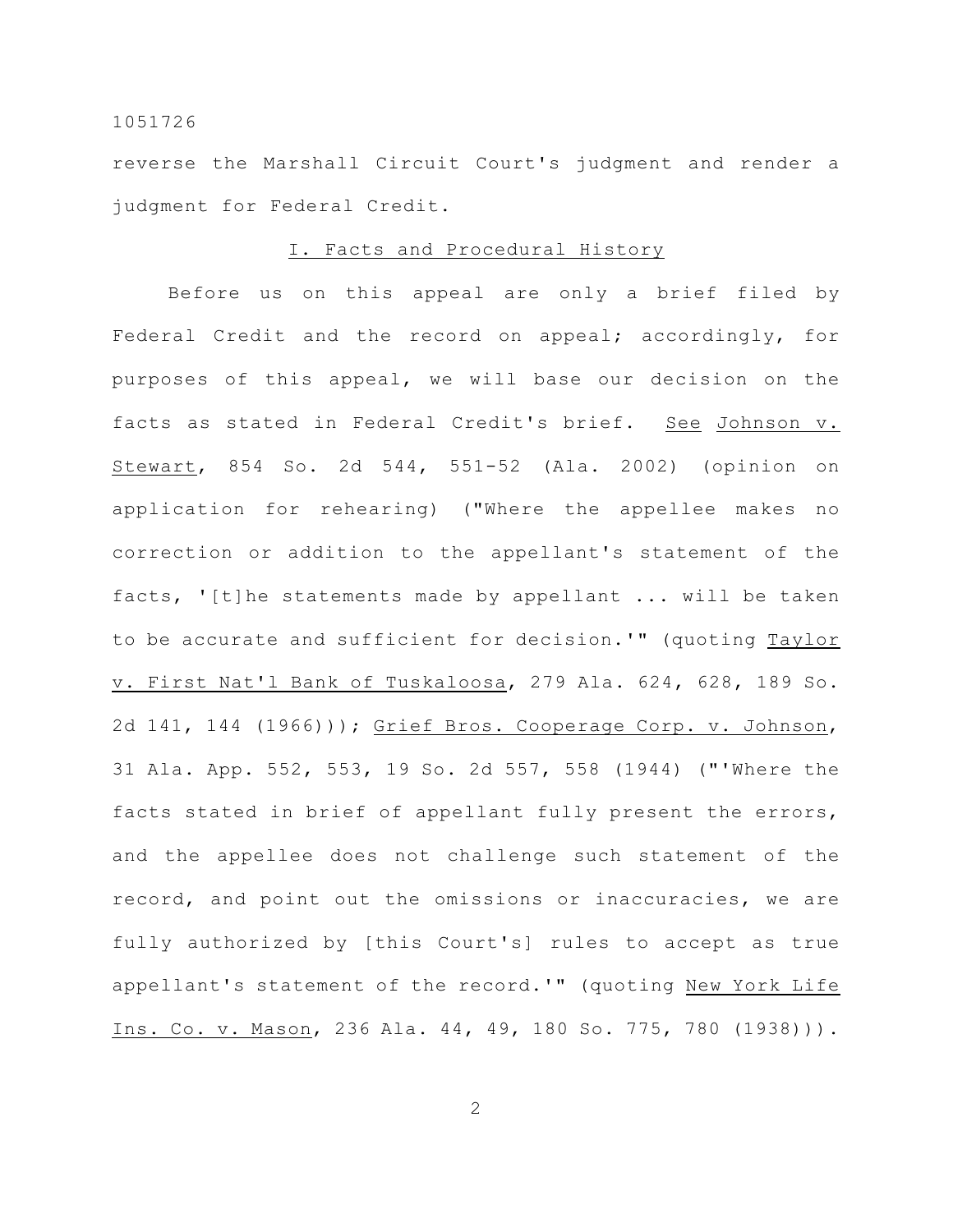reverse the Marshall Circuit Court's judgment and render a judgment for Federal Credit.

## I. Facts and Procedural History

Before us on this appeal are only a brief filed by Federal Credit and the record on appeal; accordingly, for purposes of this appeal, we will base our decision on the facts as stated in Federal Credit's brief. See Johnson v. Stewart, 854 So. 2d 544, 551-52 (Ala. 2002) (opinion on application for rehearing) ("Where the appellee makes no correction or addition to the appellant's statement of the facts, '[t]he statements made by appellant ... will be taken to be accurate and sufficient for decision.'" (quoting Taylor v. First Nat'l Bank of Tuskaloosa, 279 Ala. 624, 628, 189 So. 2d 141, 144 (1966))); Grief Bros. Cooperage Corp. v. Johnson, 31 Ala. App. 552, 553, 19 So. 2d 557, 558 (1944) ("'Where the facts stated in brief of appellant fully present the errors, and the appellee does not challenge such statement of the record, and point out the omissions or inaccuracies, we are fully authorized by [this Court's] rules to accept as true appellant's statement of the record.'" (quoting New York Life Ins. Co. v. Mason, 236 Ala. 44, 49, 180 So. 775, 780 (1938))).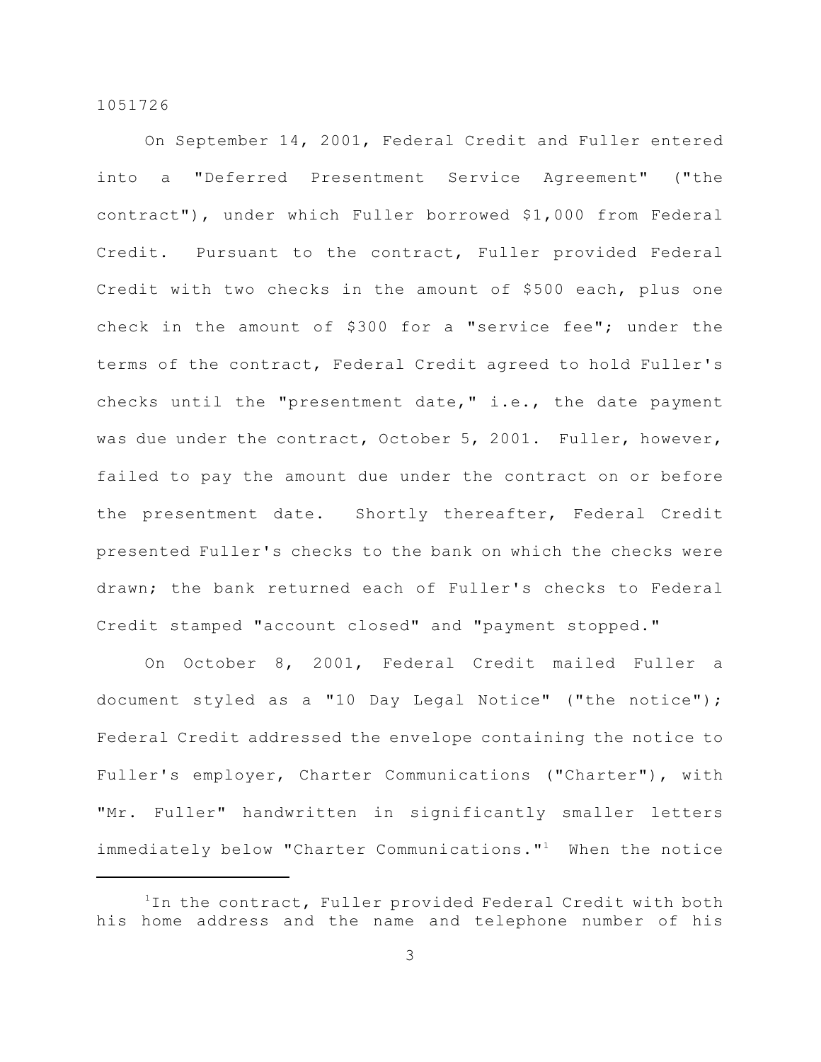On September 14, 2001, Federal Credit and Fuller entered into a "Deferred Presentment Service Agreement" ("the contract"), under which Fuller borrowed $1,000 from Federal Credit. Pursuant to the contract, Fuller provided Federal Credit with two checks in the amount of $500 each, plus one check in the amount of $300 for a "service fee"; under the terms of the contract, Federal Credit agreed to hold Fuller's checks until the "presentment date," i.e., the date payment was due under the contract, October 5, 2001. Fuller, however, failed to pay the amount due under the contract on or before the presentment date. Shortly thereafter, Federal Credit presented Fuller's checks to the bank on which the checks were drawn; the bank returned each of Fuller's checks to Federal Credit stamped "account closed" and "payment stopped."

On October 8, 2001, Federal Credit mailed Fuller a document styled as a "10 Day Legal Notice" ("the notice"); Federal Credit addressed the envelope containing the notice to Fuller's employer, Charter Communications ("Charter"), with "Mr. Fuller" handwritten in significantly smaller letters immediately below "Charter Communications."[1] When the notice

---

[1]In the contract, Fuller provided Federal Credit with both his home address and the name and telephone number of his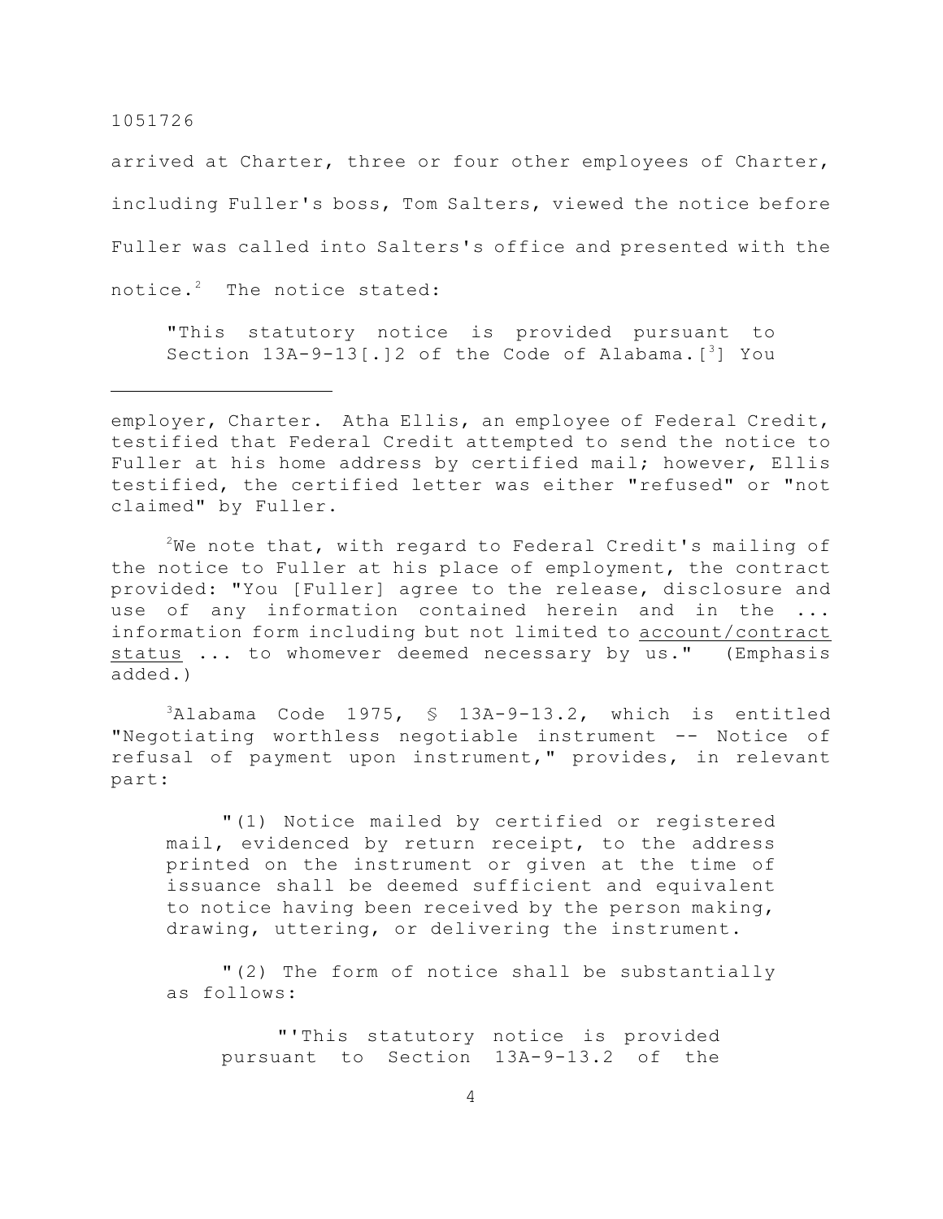arrived at Charter, three or four other employees of Charter, including Fuller's boss, Tom Salters, viewed the notice before Fuller was called into Salters's office and presented with the notice.[2] The notice stated:

> "This statutory notice is provided pursuant to Section 13A-9-13[.]2 of the Code of Alabama.[3] You

---

employer, Charter. Atha Ellis, an employee of Federal Credit, testified that Federal Credit attempted to send the notice to Fuller at his home address by certified mail; however, Ellis testified, the certified letter was either "refused" or "not claimed" by Fuller.

[2]We note that, with regard to Federal Credit's mailing of the notice to Fuller at his place of employment, the contract provided: "You [Fuller] agree to the release, disclosure and use of any information contained herein and in the ... information form including but not limited to <u>account/contract status</u> ... to whomever deemed necessary by us." (Emphasis added.)

[3]Alabama Code 1975, § 13A-9-13.2, which is entitled "Negotiating worthless negotiable instrument -- Notice of refusal of payment upon instrument," provides, in relevant part:

> "(1) Notice mailed by certified or registered mail, evidenced by return receipt, to the address printed on the instrument or given at the time of issuance shall be deemed sufficient and equivalent to notice having been received by the person making, drawing, uttering, or delivering the instrument.
>
> "(2) The form of notice shall be substantially as follows:
>
> > "'This statutory notice is provided pursuant to Section 13A-9-13.2 of the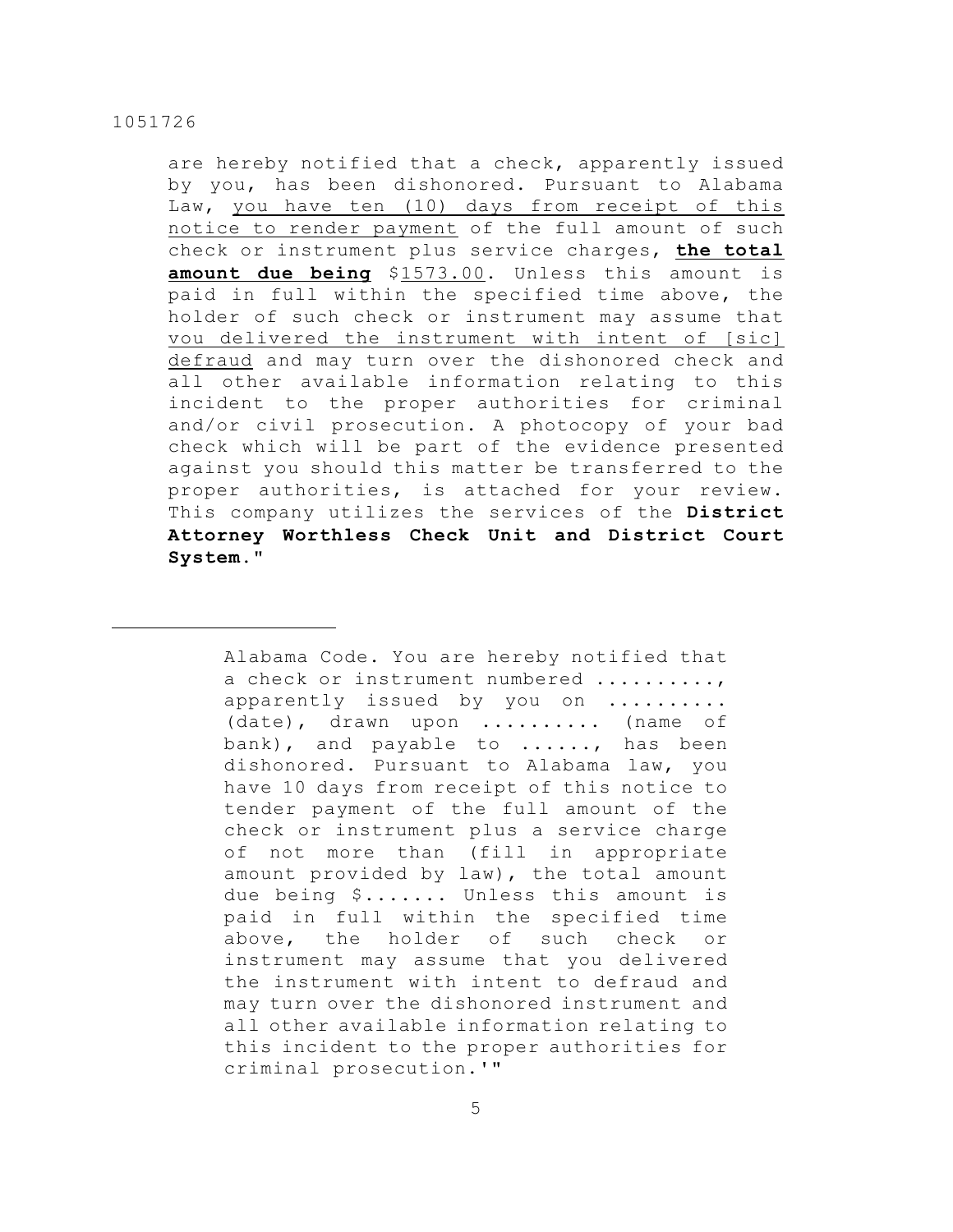are hereby notified that a check, apparently issued by you, has been dishonored. Pursuant to Alabama Law, <u>you have ten (10) days from receipt of this notice to render payment</u> of the full amount of such check or instrument plus service charges, **<u>the total amount due being</u>** $<u>1573.00</u>. Unless this amount is paid in full within the specified time above, the holder of such check or instrument may assume that <u>you delivered the instrument with intent of [sic] defraud</u> and may turn over the dishonored check and all other available information relating to this incident to the proper authorities for criminal and/or civil prosecution. A photocopy of your bad check which will be part of the evidence presented against you should this matter be transferred to the proper authorities, is attached for your review. This company utilizes the services of the **District Attorney Worthless Check Unit and District Court System.**"

---

> Alabama Code. You are hereby notified that a check or instrument numbered .........., apparently issued by you on .......... (date), drawn upon .......... (name of bank), and payable to ......, has been dishonored. Pursuant to Alabama law, you have 10 days from receipt of this notice to tender payment of the full amount of the check or instrument plus a service charge of not more than (fill in appropriate amount provided by law), the total amount due being $....... Unless this amount is paid in full within the specified time above, the holder of such check or instrument may assume that you delivered the instrument with intent to defraud and may turn over the dishonored instrument and all other available information relating to this incident to the proper authorities for criminal prosecution.'"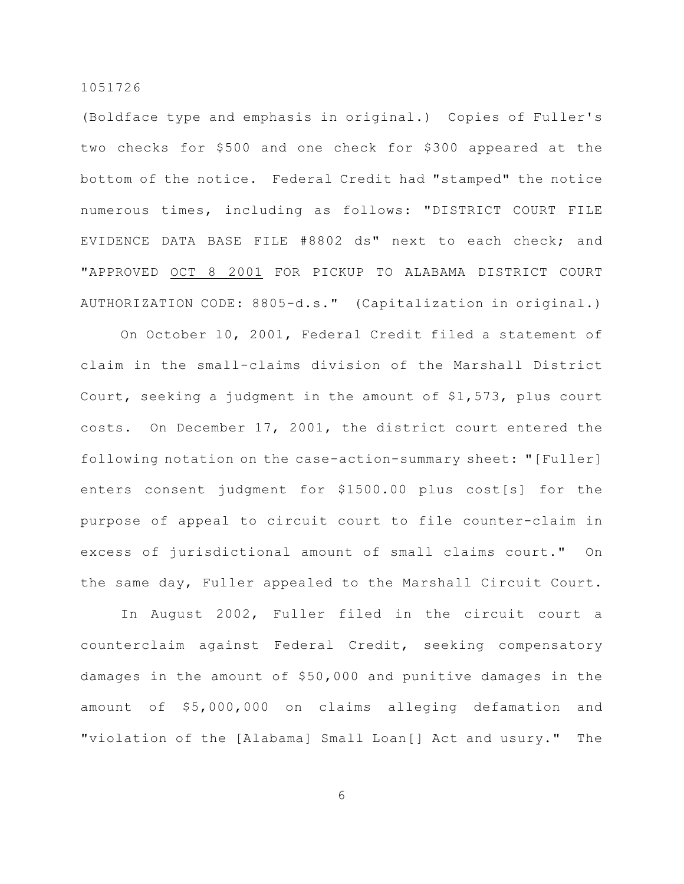(Boldface type and emphasis in original.) Copies of Fuller's two checks for $500 and one check for $300 appeared at the bottom of the notice. Federal Credit had "stamped" the notice numerous times, including as follows: "DISTRICT COURT FILE EVIDENCE DATA BASE FILE #8802 ds" next to each check; and "APPROVED <u>OCT 8 2001</u> FOR PICKUP TO ALABAMA DISTRICT COURT AUTHORIZATION CODE: 8805-d.s." (Capitalization in original.)

On October 10, 2001, Federal Credit filed a statement of claim in the small-claims division of the Marshall District Court, seeking a judgment in the amount of $1,573, plus court costs. On December 17, 2001, the district court entered the following notation on the case-action-summary sheet: "[Fuller] enters consent judgment for $1500.00 plus cost[s] for the purpose of appeal to circuit court to file counter-claim in excess of jurisdictional amount of small claims court." On the same day, Fuller appealed to the Marshall Circuit Court.

In August 2002, Fuller filed in the circuit court a counterclaim against Federal Credit, seeking compensatory damages in the amount of $50,000 and punitive damages in the amount of $5,000,000 on claims alleging defamation and "violation of the [Alabama] Small Loan[] Act and usury." The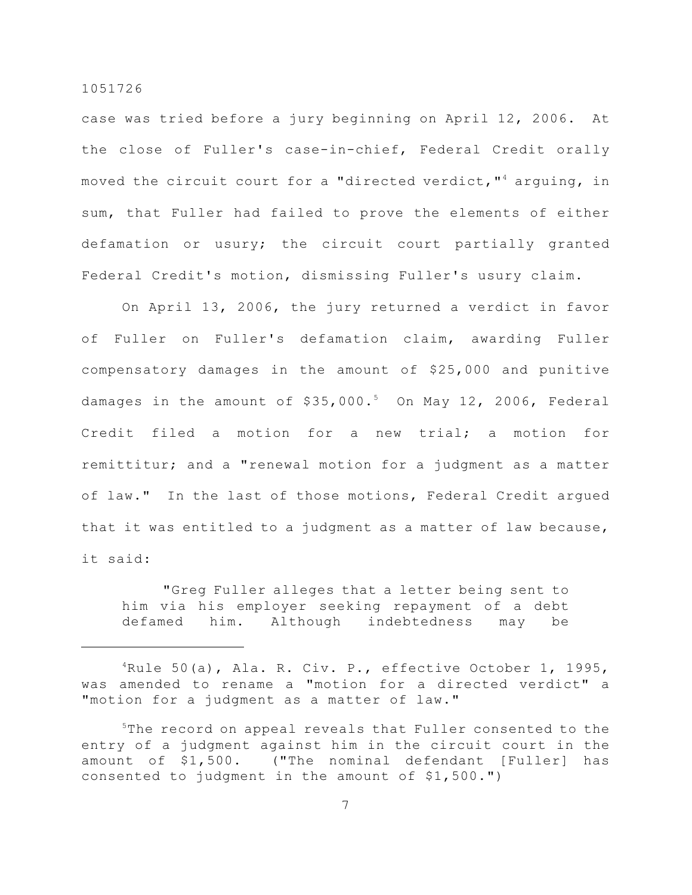case was tried before a jury beginning on April 12, 2006. At the close of Fuller's case-in-chief, Federal Credit orally moved the circuit court for a "directed verdict,"[4] arguing, in sum, that Fuller had failed to prove the elements of either defamation or usury; the circuit court partially granted Federal Credit's motion, dismissing Fuller's usury claim.

On April 13, 2006, the jury returned a verdict in favor of Fuller on Fuller's defamation claim, awarding Fuller compensatory damages in the amount of $25,000 and punitive damages in the amount of $35,000.[5] On May 12, 2006, Federal Credit filed a motion for a new trial; a motion for remittitur; and a "renewal motion for a judgment as a matter of law." In the last of those motions, Federal Credit argued that it was entitled to a judgment as a matter of law because, it said:

> "Greg Fuller alleges that a letter being sent to him via his employer seeking repayment of a debt defamed him. Although indebtedness may be

---

[4]Rule 50(a), Ala. R. Civ. P., effective October 1, 1995, was amended to rename a "motion for a directed verdict" a "motion for a judgment as a matter of law."

[5]The record on appeal reveals that Fuller consented to the entry of a judgment against him in the circuit court in the amount of $1,500. ("The nominal defendant [Fuller] has consented to judgment in the amount of $1,500.")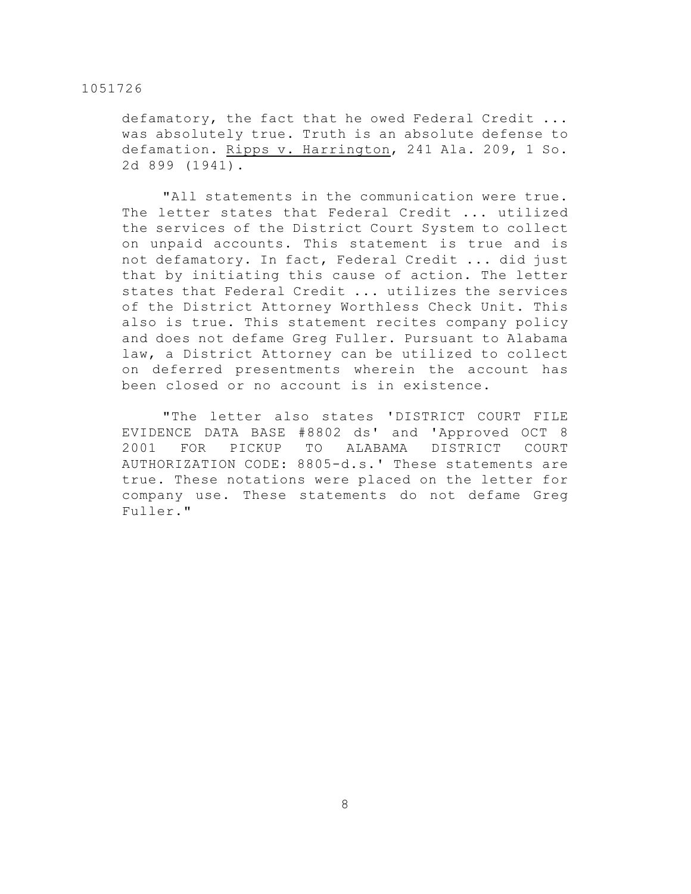defamatory, the fact that he owed Federal Credit ... was absolutely true. Truth is an absolute defense to defamation. Ripps v. Harrington, 241 Ala. 209, 1 So. 2d 899 (1941).

"All statements in the communication were true. The letter states that Federal Credit ... utilized the services of the District Court System to collect on unpaid accounts. This statement is true and is not defamatory. In fact, Federal Credit ... did just that by initiating this cause of action. The letter states that Federal Credit ... utilizes the services of the District Attorney Worthless Check Unit. This also is true. This statement recites company policy and does not defame Greg Fuller. Pursuant to Alabama law, a District Attorney can be utilized to collect on deferred presentments wherein the account has been closed or no account is in existence.

"The letter also states 'DISTRICT COURT FILE EVIDENCE DATA BASE #8802 ds' and 'Approved OCT 8 2001 FOR PICKUP TO ALABAMA DISTRICT COURT AUTHORIZATION CODE: 8805-d.s.' These statements are true. These notations were placed on the letter for company use. These statements do not defame Greg Fuller."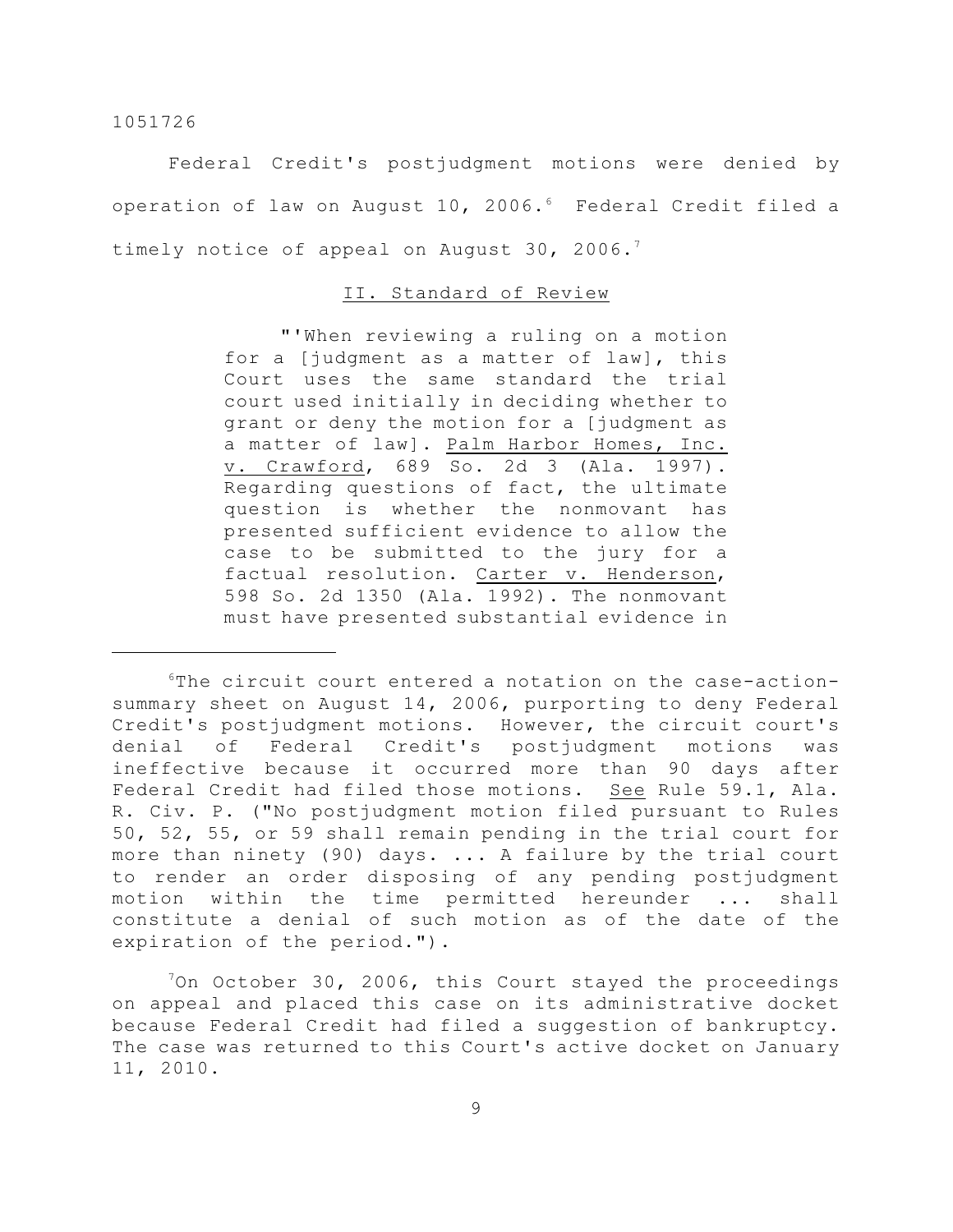Federal Credit's postjudgment motions were denied by operation of law on August 10, 2006.[6] Federal Credit filed a timely notice of appeal on August 30, 2006.[7]

## II. Standard of Review

> "'When reviewing a ruling on a motion for a [judgment as a matter of law], this Court uses the same standard the trial court used initially in deciding whether to grant or deny the motion for a [judgment as a matter of law]. Palm Harbor Homes, Inc. v. Crawford, 689 So. 2d 3 (Ala. 1997). Regarding questions of fact, the ultimate question is whether the nonmovant has presented sufficient evidence to allow the case to be submitted to the jury for a factual resolution. Carter v. Henderson, 598 So. 2d 1350 (Ala. 1992). The nonmovant must have presented substantial evidence in

---

[6] The circuit court entered a notation on the case-action-summary sheet on August 14, 2006, purporting to deny Federal Credit's postjudgment motions. However, the circuit court's denial of Federal Credit's postjudgment motions was ineffective because it occurred more than 90 days after Federal Credit had filed those motions. See Rule 59.1, Ala. R. Civ. P. ("No postjudgment motion filed pursuant to Rules 50, 52, 55, or 59 shall remain pending in the trial court for more than ninety (90) days. ... A failure by the trial court to render an order disposing of any pending postjudgment motion within the time permitted hereunder ... shall constitute a denial of such motion as of the date of the expiration of the period.").

[7] On October 30, 2006, this Court stayed the proceedings on appeal and placed this case on its administrative docket because Federal Credit had filed a suggestion of bankruptcy. The case was returned to this Court's active docket on January 11, 2010.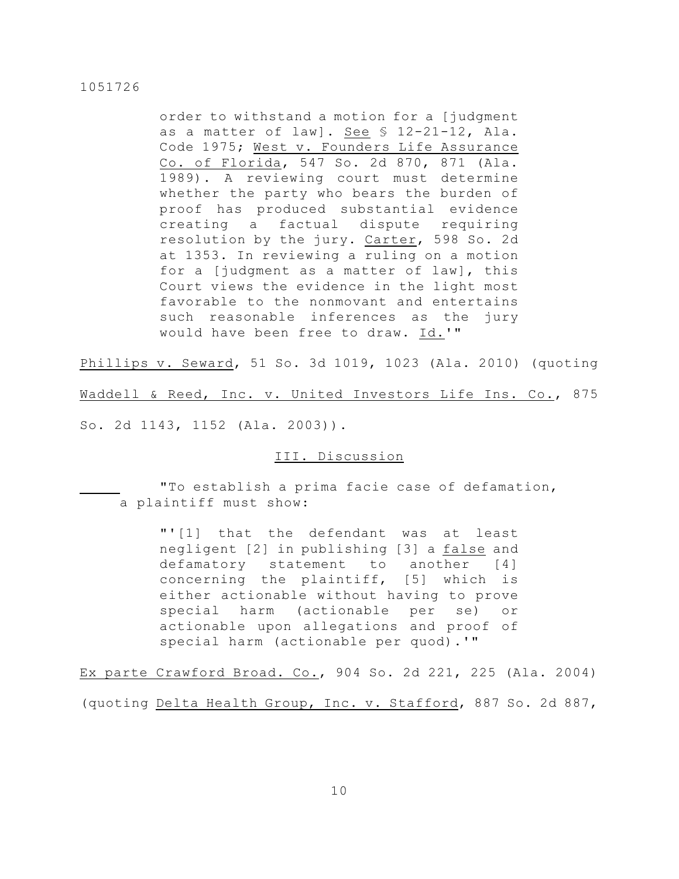> order to withstand a motion for a [judgment as a matter of law]. See § 12-21-12, Ala. Code 1975; West v. Founders Life Assurance Co. of Florida, 547 So. 2d 870, 871 (Ala. 1989). A reviewing court must determine whether the party who bears the burden of proof has produced substantial evidence creating a factual dispute requiring resolution by the jury. Carter, 598 So. 2d at 1353. In reviewing a ruling on a motion for a [judgment as a matter of law], this Court views the evidence in the light most favorable to the nonmovant and entertains such reasonable inferences as the jury would have been free to draw. Id.'"

Phillips v. Seward, 51 So. 3d 1019, 1023 (Ala. 2010) (quoting Waddell & Reed, Inc. v. United Investors Life Ins. Co., 875 So. 2d 1143, 1152 (Ala. 2003)).

## III. Discussion

> "To establish a prima facie case of defamation, a plaintiff must show:
>
> "'[1] that the defendant was at least negligent [2] in publishing [3] a _false_ and defamatory statement to another [4] concerning the plaintiff, [5] which is either actionable without having to prove special harm (actionable per se) or actionable upon allegations and proof of special harm (actionable per quod).'"

Ex parte Crawford Broad. Co., 904 So. 2d 221, 225 (Ala. 2004) (quoting Delta Health Group, Inc. v. Stafford, 887 So. 2d 887,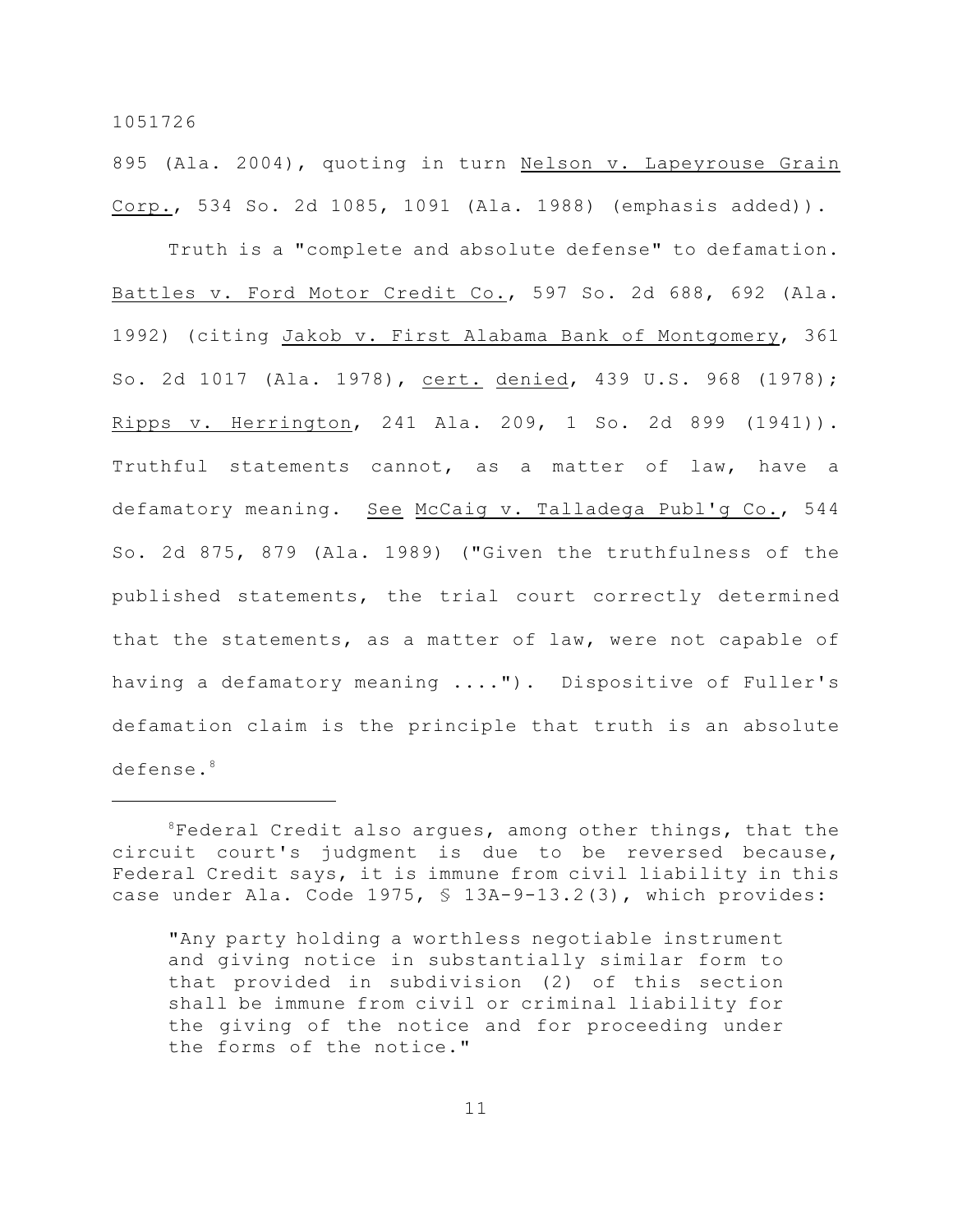895 (Ala. 2004), quoting in turn Nelson v. Lapeyrouse Grain Corp., 534 So. 2d 1085, 1091 (Ala. 1988) (emphasis added)).

Truth is a "complete and absolute defense" to defamation. Battles v. Ford Motor Credit Co., 597 So. 2d 688, 692 (Ala. 1992) (citing Jakob v. First Alabama Bank of Montgomery, 361 So. 2d 1017 (Ala. 1978), cert. denied, 439 U.S. 968 (1978); Ripps v. Herrington, 241 Ala. 209, 1 So. 2d 899 (1941)). Truthful statements cannot, as a matter of law, have a defamatory meaning. See McCaig v. Talladega Publ'g Co., 544 So. 2d 875, 879 (Ala. 1989) ("Given the truthfulness of the published statements, the trial court correctly determined that the statements, as a matter of law, were not capable of having a defamatory meaning ...."). Dispositive of Fuller's defamation claim is the principle that truth is an absolute defense.[8]

---

[8]Federal Credit also argues, among other things, that the circuit court's judgment is due to be reversed because, Federal Credit says, it is immune from civil liability in this case under Ala. Code 1975, § 13A-9-13.2(3), which provides:

> "Any party holding a worthless negotiable instrument and giving notice in substantially similar form to that provided in subdivision (2) of this section shall be immune from civil or criminal liability for the giving of the notice and for proceeding under the forms of the notice."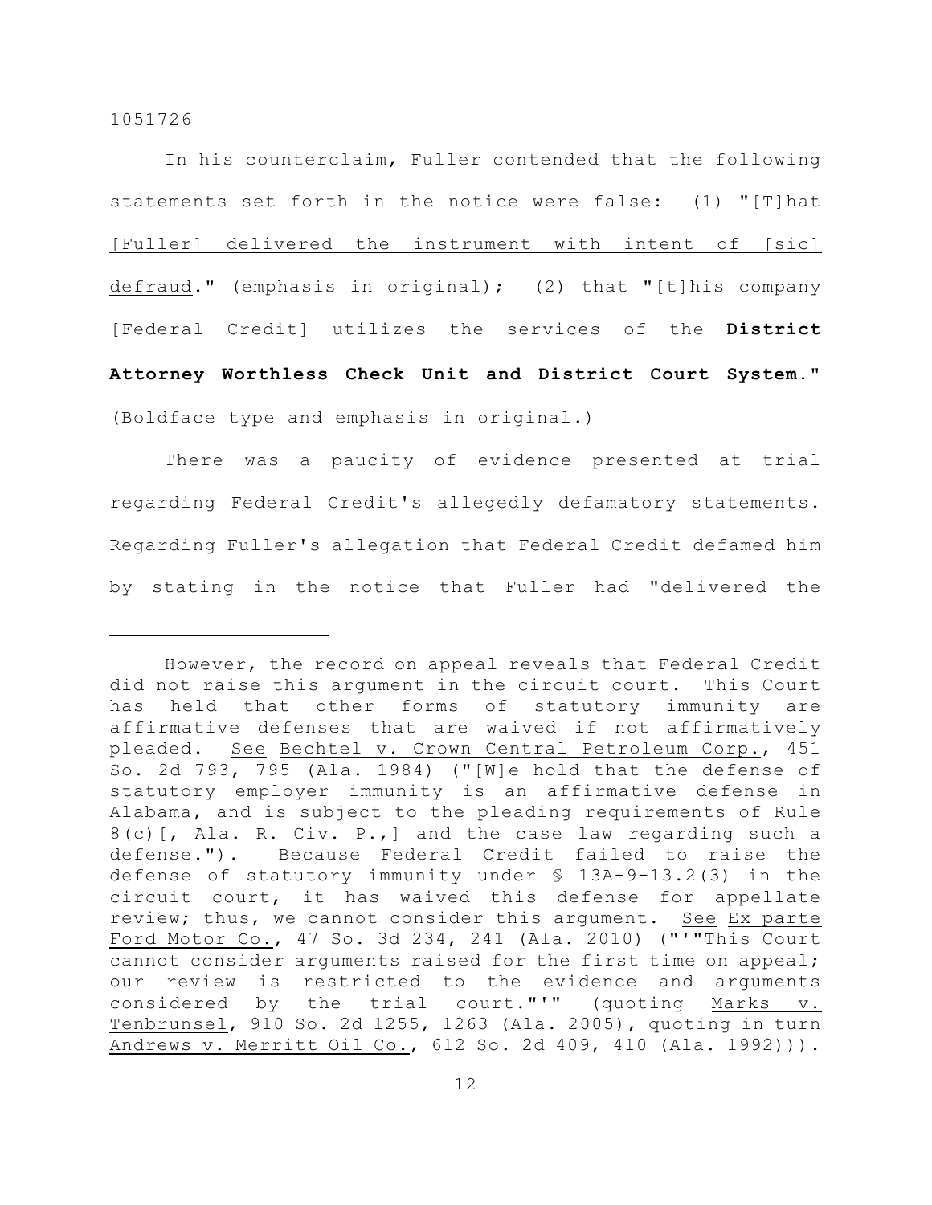In his counterclaim, Fuller contended that the following statements set forth in the notice were false: (1) "[T]hat <u>[Fuller] delivered the instrument with intent of [sic] defraud</u>." (emphasis in original); (2) that "[t]his company [Federal Credit] utilizes the services of the **District Attorney Worthless Check Unit and District Court System**." (Boldface type and emphasis in original.)

There was a paucity of evidence presented at trial regarding Federal Credit's allegedly defamatory statements. Regarding Fuller's allegation that Federal Credit defamed him by stating in the notice that Fuller had "delivered the

---

However, the record on appeal reveals that Federal Credit did not raise this argument in the circuit court. This Court has held that other forms of statutory immunity are affirmative defenses that are waived if not affirmatively pleaded. See Bechtel v. Crown Central Petroleum Corp., 451 So. 2d 793, 795 (Ala. 1984) ("[W]e hold that the defense of statutory employer immunity is an affirmative defense in Alabama, and is subject to the pleading requirements of Rule 8(c)[, Ala. R. Civ. P.,] and the case law regarding such a defense."). Because Federal Credit failed to raise the defense of statutory immunity under § 13A-9-13.2(3) in the circuit court, it has waived this defense for appellate review; thus, we cannot consider this argument. See Ex parte Ford Motor Co., 47 So. 3d 234, 241 (Ala. 2010) ("'"This Court cannot consider arguments raised for the first time on appeal; our review is restricted to the evidence and arguments considered by the trial court."'" (quoting Marks v. Tenbrunsel, 910 So. 2d 1255, 1263 (Ala. 2005), quoting in turn Andrews v. Merritt Oil Co., 612 So. 2d 409, 410 (Ala. 1992))).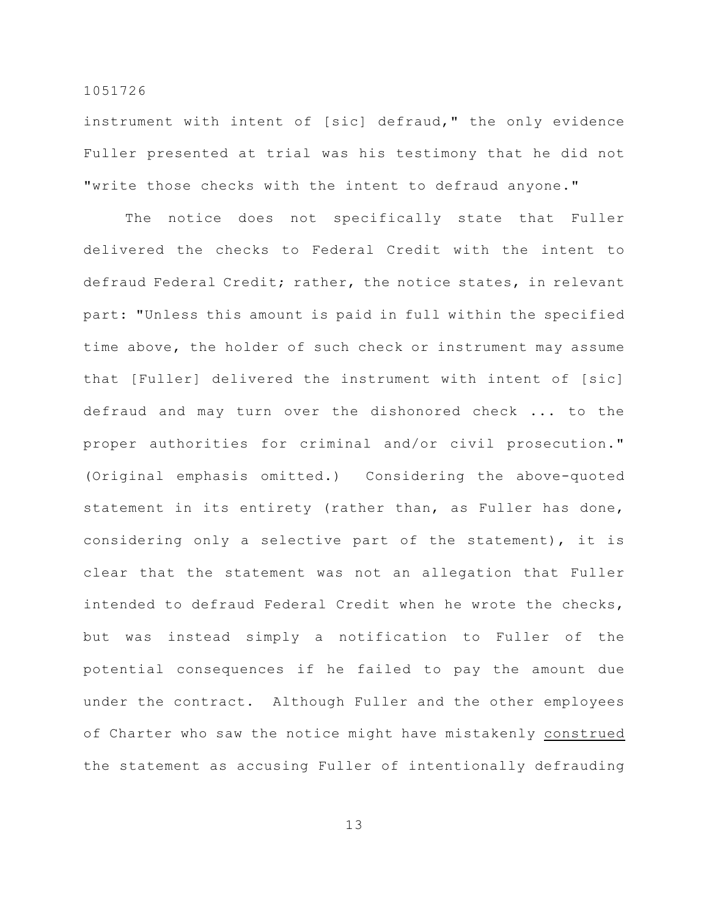instrument with intent of [sic] defraud," the only evidence Fuller presented at trial was his testimony that he did not "write those checks with the intent to defraud anyone."

The notice does not specifically state that Fuller delivered the checks to Federal Credit with the intent to defraud Federal Credit; rather, the notice states, in relevant part: "Unless this amount is paid in full within the specified time above, the holder of such check or instrument may assume that [Fuller] delivered the instrument with intent of [sic] defraud and may turn over the dishonored check ... to the proper authorities for criminal and/or civil prosecution." (Original emphasis omitted.) Considering the above-quoted statement in its entirety (rather than, as Fuller has done, considering only a selective part of the statement), it is clear that the statement was not an allegation that Fuller intended to defraud Federal Credit when he wrote the checks, but was instead simply a notification to Fuller of the potential consequences if he failed to pay the amount due under the contract. Although Fuller and the other employees of Charter who saw the notice might have mistakenly <u>construed</u> the statement as accusing Fuller of intentionally defrauding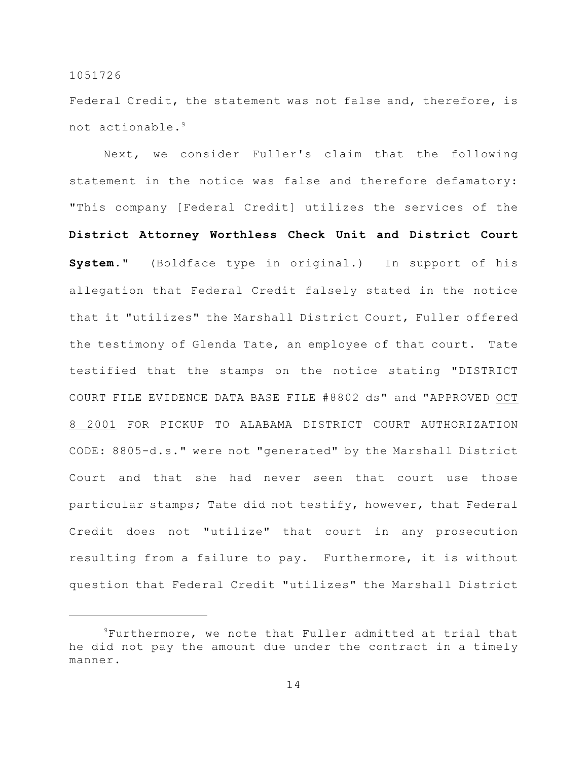Federal Credit, the statement was not false and, therefore, is not actionable.[9]

Next, we consider Fuller's claim that the following statement in the notice was false and therefore defamatory: "This company [Federal Credit] utilizes the services of the **District Attorney Worthless Check Unit and District Court System**." (Boldface type in original.) In support of his allegation that Federal Credit falsely stated in the notice that it "utilizes" the Marshall District Court, Fuller offered the testimony of Glenda Tate, an employee of that court. Tate testified that the stamps on the notice stating "DISTRICT COURT FILE EVIDENCE DATA BASE FILE #8802 ds" and "APPROVED <u>OCT 8 2001</u> FOR PICKUP TO ALABAMA DISTRICT COURT AUTHORIZATION CODE: 8805-d.s." were not "generated" by the Marshall District Court and that she had never seen that court use those particular stamps; Tate did not testify, however, that Federal Credit does not "utilize" that court in any prosecution resulting from a failure to pay. Furthermore, it is without question that Federal Credit "utilizes" the Marshall District

---

[9]Furthermore, we note that Fuller admitted at trial that he did not pay the amount due under the contract in a timely manner.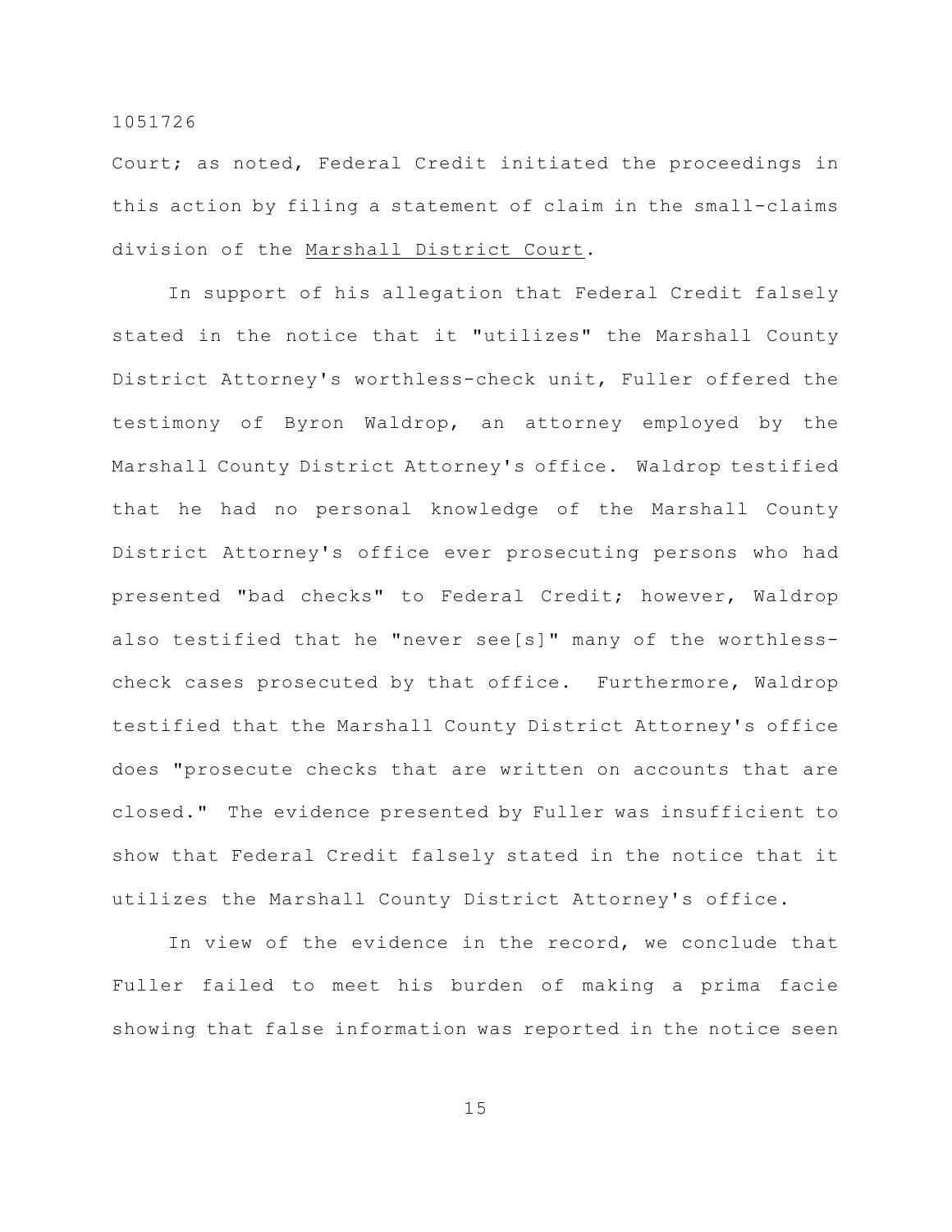Court; as noted, Federal Credit initiated the proceedings in this action by filing a statement of claim in the small-claims division of the Marshall District Court.

In support of his allegation that Federal Credit falsely stated in the notice that it "utilizes" the Marshall County District Attorney's worthless-check unit, Fuller offered the testimony of Byron Waldrop, an attorney employed by the Marshall County District Attorney's office. Waldrop testified that he had no personal knowledge of the Marshall County District Attorney's office ever prosecuting persons who had presented "bad checks" to Federal Credit; however, Waldrop also testified that he "never see[s]" many of the worthless-check cases prosecuted by that office. Furthermore, Waldrop testified that the Marshall County District Attorney's office does "prosecute checks that are written on accounts that are closed." The evidence presented by Fuller was insufficient to show that Federal Credit falsely stated in the notice that it utilizes the Marshall County District Attorney's office.

In view of the evidence in the record, we conclude that Fuller failed to meet his burden of making a prima facie showing that false information was reported in the notice seen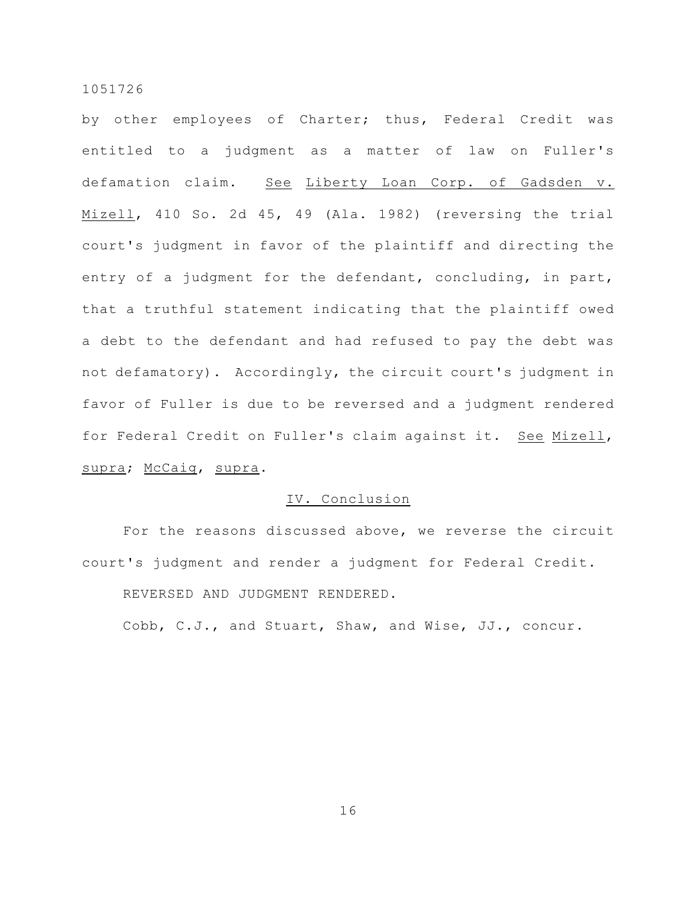by other employees of Charter; thus, Federal Credit was entitled to a judgment as a matter of law on Fuller's defamation claim. _See_ _Liberty Loan Corp. of Gadsden v. Mizell_, 410 So. 2d 45, 49 (Ala. 1982) (reversing the trial court's judgment in favor of the plaintiff and directing the entry of a judgment for the defendant, concluding, in part, that a truthful statement indicating that the plaintiff owed a debt to the defendant and had refused to pay the debt was not defamatory). Accordingly, the circuit court's judgment in favor of Fuller is due to be reversed and a judgment rendered for Federal Credit on Fuller's claim against it. _See_ _Mizell_, _supra_; _McCaig_, _supra_.

## IV. Conclusion

For the reasons discussed above, we reverse the circuit court's judgment and render a judgment for Federal Credit.

REVERSED AND JUDGMENT RENDERED.

Cobb, C.J., and Stuart, Shaw, and Wise, JJ., concur.